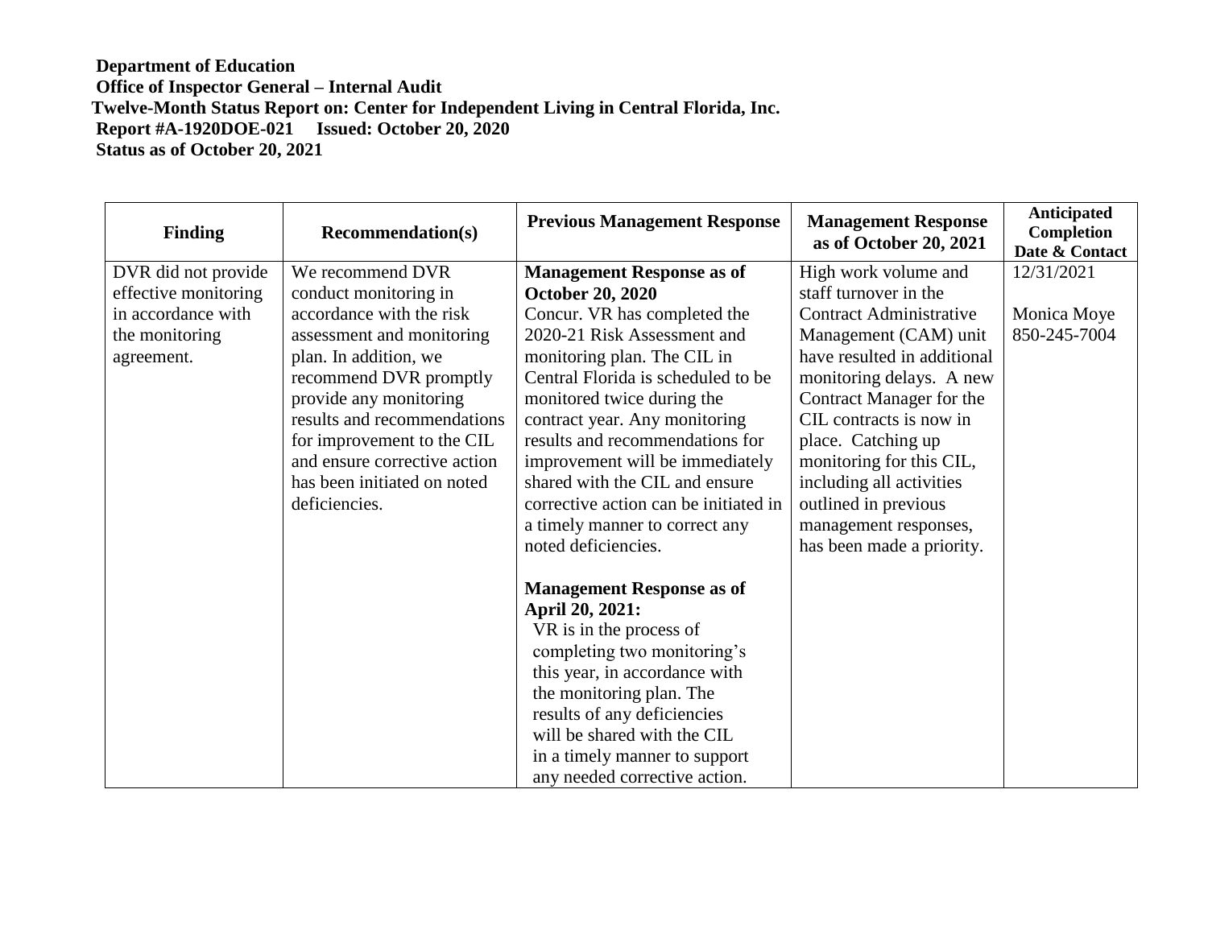**Department of Education**
**Office of Inspector General – Internal Audit**
**Twelve-Month Status Report on: Center for Independent Living in Central Florida, Inc.**
**Report #A-1920DOE-021 Issued: October 20, 2020**
**Status as of October 20, 2021**

| Finding | Recommendation(s) | Previous Management Response | Management Response as of October 20, 2021 | Anticipated Completion Date & Contact |
|---|---|---|---|---|
| DVR did not provide effective monitoring in accordance with the monitoring agreement. | We recommend DVR conduct monitoring in accordance with the risk assessment and monitoring plan. In addition, we recommend DVR promptly provide any monitoring results and recommendations for improvement to the CIL and ensure corrective action has been initiated on noted deficiencies. | **Management Response as of October 20, 2020** Concur. VR has completed the 2020-21 Risk Assessment and monitoring plan. The CIL in Central Florida is scheduled to be monitored twice during the contract year. Any monitoring results and recommendations for improvement will be immediately shared with the CIL and ensure corrective action can be initiated in a timely manner to correct any noted deficiencies.<br><br>**Management Response as of April 20, 2021:** VR is in the process of completing two monitoring's this year, in accordance with the monitoring plan. The results of any deficiencies will be shared with the CIL in a timely manner to support any needed corrective action. | High work volume and staff turnover in the Contract Administrative Management (CAM) unit have resulted in additional monitoring delays. A new Contract Manager for the CIL contracts is now in place. Catching up monitoring for this CIL, including all activities outlined in previous management responses, has been made a priority. | 12/31/2021<br><br>Monica Moye 850-245-7004 |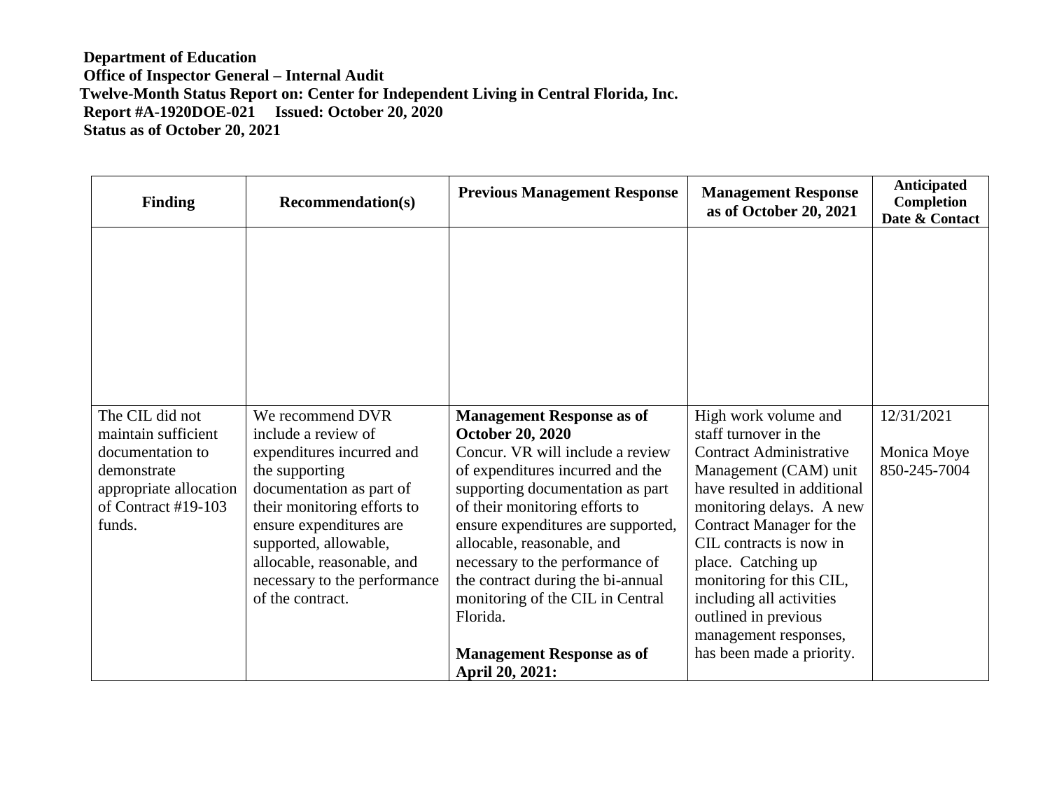**Department of Education**
**Office of Inspector General – Internal Audit**
**Twelve-Month Status Report on: Center for Independent Living in Central Florida, Inc.**
**Report #A-1920DOE-021 Issued: October 20, 2020**
**Status as of October 20, 2021**

| Finding | Recommendation(s) | Previous Management Response | Management Response as of October 20, 2021 | Anticipated Completion Date & Contact |
|---|---|---|---|---|
| | | | | |
| The CIL did not maintain sufficient documentation to demonstrate appropriate allocation of Contract #19-103 funds. | We recommend DVR include a review of expenditures incurred and the supporting documentation as part of their monitoring efforts to ensure expenditures are supported, allowable, allocable, reasonable, and necessary to the performance of the contract. | **Management Response as of October 20, 2020** Concur. VR will include a review of expenditures incurred and the supporting documentation as part of their monitoring efforts to ensure expenditures are supported, allocable, reasonable, and necessary to the performance of the contract during the bi-annual monitoring of the CIL in Central Florida. **Management Response as of April 20, 2021:** | High work volume and staff turnover in the Contract Administrative Management (CAM) unit have resulted in additional monitoring delays. A new Contract Manager for the CIL contracts is now in place. Catching up monitoring for this CIL, including all activities outlined in previous management responses, has been made a priority. | 12/31/2021 Monica Moye 850-245-7004 |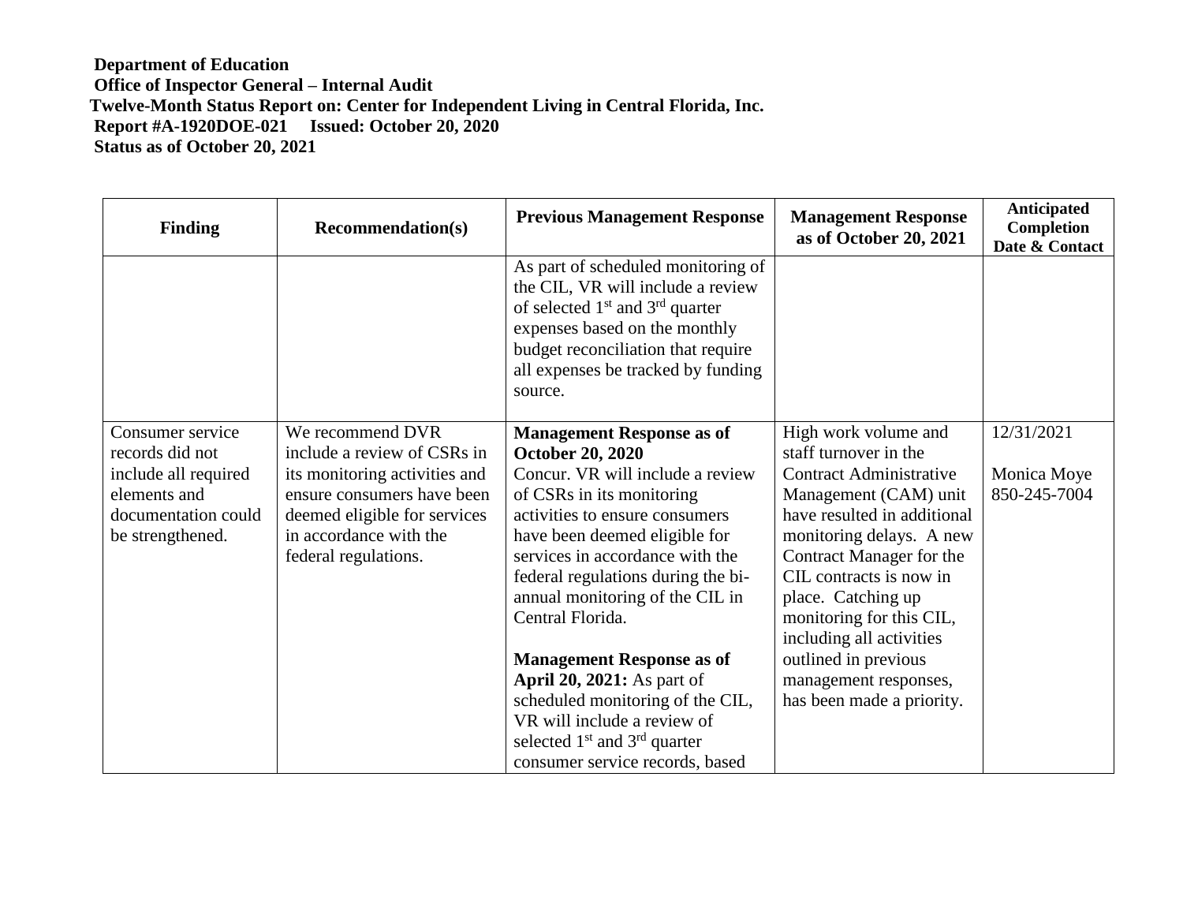**Department of Education**
**Office of Inspector General – Internal Audit**
**Twelve-Month Status Report on: Center for Independent Living in Central Florida, Inc.**
**Report #A-1920DOE-021 Issued: October 20, 2020**
**Status as of October 20, 2021**

| Finding | Recommendation(s) | Previous Management Response | Management Response as of October 20, 2021 | Anticipated Completion Date & Contact |
|---|---|---|---|---|
| | | As part of scheduled monitoring of the CIL, VR will include a review of selected 1st and 3rd quarter expenses based on the monthly budget reconciliation that require all expenses be tracked by funding source. | | |
| Consumer service records did not include all required elements and documentation could be strengthened. | We recommend DVR include a review of CSRs in its monitoring activities and ensure consumers have been deemed eligible for services in accordance with the federal regulations. | **Management Response as of October 20, 2020** Concur. VR will include a review of CSRs in its monitoring activities to ensure consumers have been deemed eligible for services in accordance with the federal regulations during the bi-annual monitoring of the CIL in Central Florida. **Management Response as of April 20, 2021:** As part of scheduled monitoring of the CIL, VR will include a review of selected 1st and 3rd quarter consumer service records, based | High work volume and staff turnover in the Contract Administrative Management (CAM) unit have resulted in additional monitoring delays. A new Contract Manager for the CIL contracts is now in place. Catching up monitoring for this CIL, including all activities outlined in previous management responses, has been made a priority. | 12/31/2021 Monica Moye 850-245-7004 |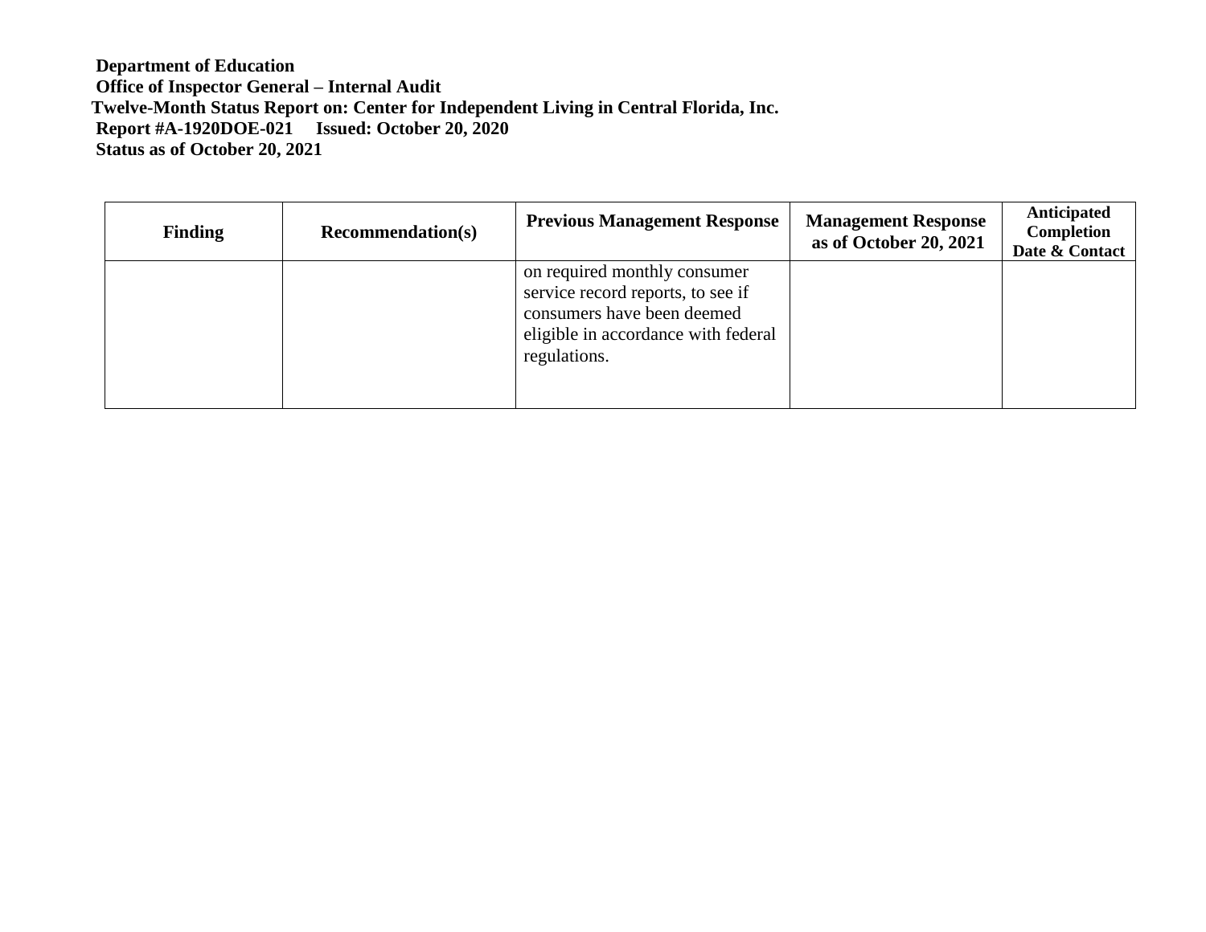**Department of Education**
**Office of Inspector General – Internal Audit**
**Twelve-Month Status Report on: Center for Independent Living in Central Florida, Inc.**
**Report #A-1920DOE-021 Issued: October 20, 2020**
**Status as of October 20, 2021**

| Finding | Recommendation(s) | Previous Management Response | Management Response as of October 20, 2021 | Anticipated Completion Date & Contact |
|---|---|---|---|---|
| | | on required monthly consumer service record reports, to see if consumers have been deemed eligible in accordance with federal regulations. | | |